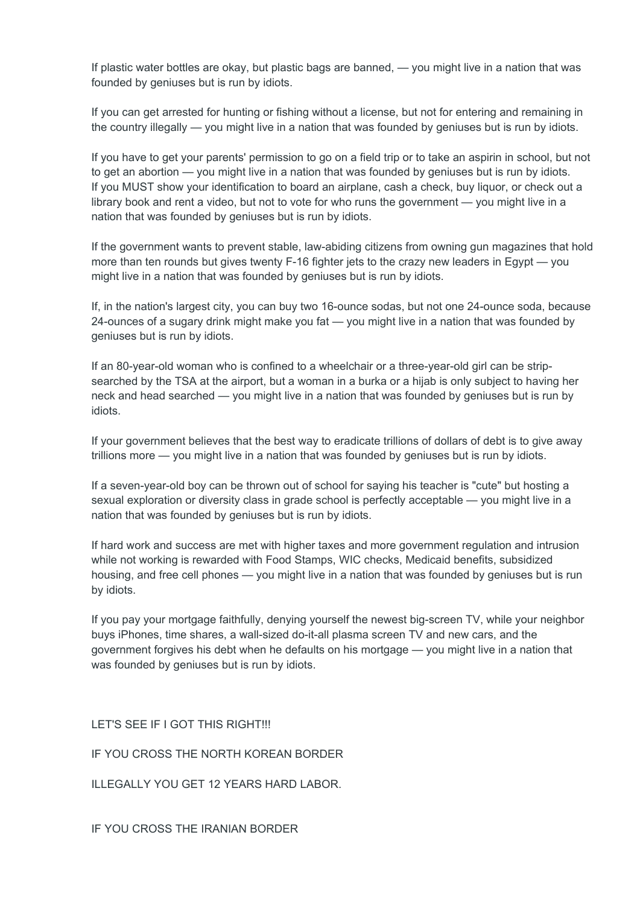If plastic water bottles are okay, but plastic bags are banned, — you might live in a nation that was founded by geniuses but is run by idiots.

If you can get arrested for hunting or fishing without a license, but not for entering and remaining in the country illegally — you might live in a nation that was founded by geniuses but is run by idiots.

If you have to get your parents' permission to go on a field trip or to take an aspirin in school, but not to get an abortion — you might live in a nation that was founded by geniuses but is run by idiots.
If you MUST show your identification to board an airplane, cash a check, buy liquor, or check out a library book and rent a video, but not to vote for who runs the government — you might live in a nation that was founded by geniuses but is run by idiots.

If the government wants to prevent stable, law-abiding citizens from owning gun magazines that hold more than ten rounds but gives twenty F-16 fighter jets to the crazy new leaders in Egypt — you might live in a nation that was founded by geniuses but is run by idiots.

If, in the nation's largest city, you can buy two 16-ounce sodas, but not one 24-ounce soda, because 24-ounces of a sugary drink might make you fat — you might live in a nation that was founded by geniuses but is run by idiots.

If an 80-year-old woman who is confined to a wheelchair or a three-year-old girl can be strip-searched by the TSA at the airport, but a woman in a burka or a hijab is only subject to having her neck and head searched — you might live in a nation that was founded by geniuses but is run by idiots.

If your government believes that the best way to eradicate trillions of dollars of debt is to give away trillions more — you might live in a nation that was founded by geniuses but is run by idiots.

If a seven-year-old boy can be thrown out of school for saying his teacher is "cute" but hosting a sexual exploration or diversity class in grade school is perfectly acceptable — you might live in a nation that was founded by geniuses but is run by idiots.

If hard work and success are met with higher taxes and more government regulation and intrusion while not working is rewarded with Food Stamps, WIC checks, Medicaid benefits, subsidized housing, and free cell phones — you might live in a nation that was founded by geniuses but is run by idiots.

If you pay your mortgage faithfully, denying yourself the newest big-screen TV, while your neighbor buys iPhones, time shares, a wall-sized do-it-all plasma screen TV and new cars, and the government forgives his debt when he defaults on his mortgage — you might live in a nation that was founded by geniuses but is run by idiots.

LET'S SEE IF I GOT THIS RIGHT!!!

IF YOU CROSS THE NORTH KOREAN BORDER

ILLEGALLY YOU GET 12 YEARS HARD LABOR.

IF YOU CROSS THE IRANIAN BORDER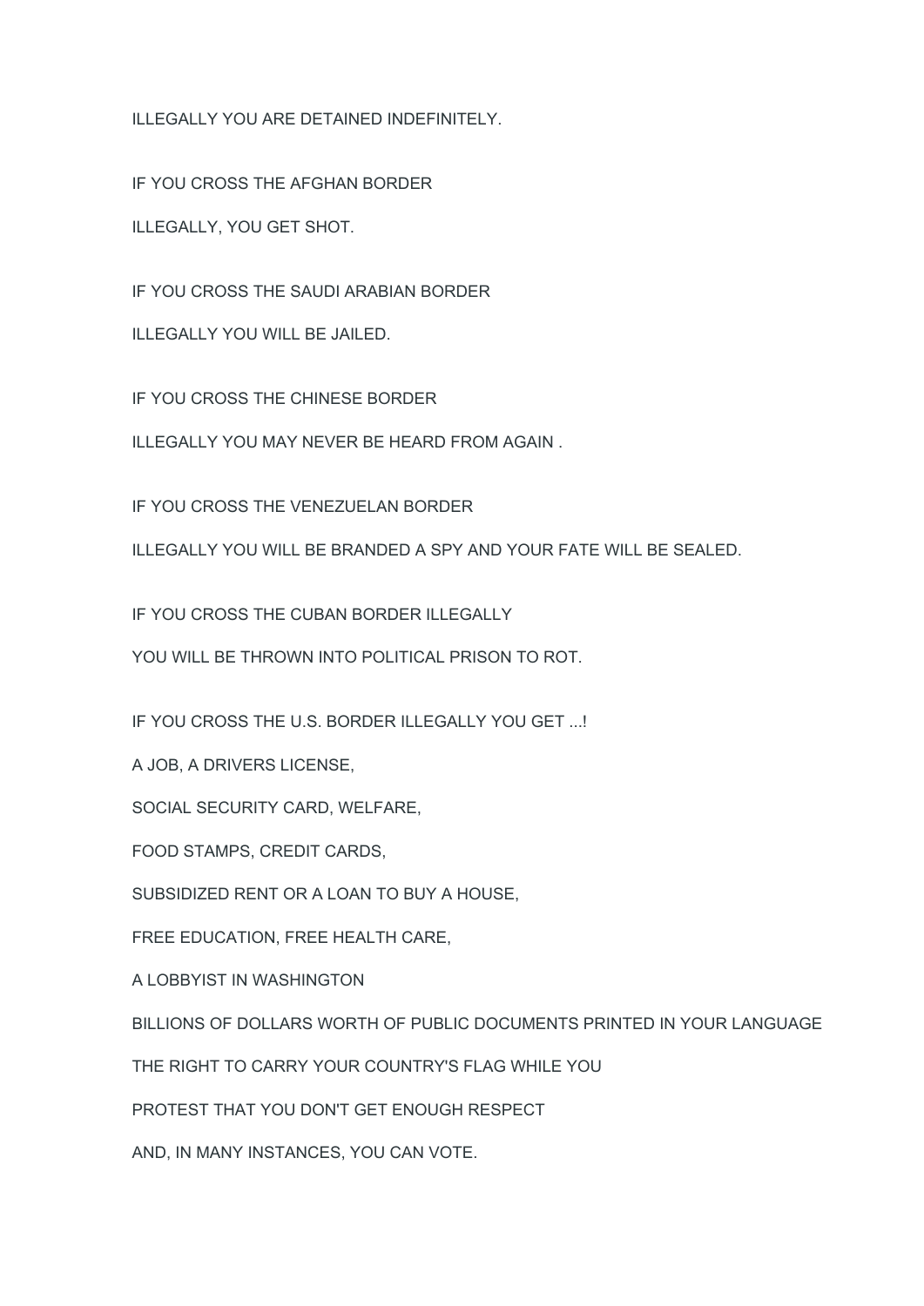ILLEGALLY YOU ARE DETAINED INDEFINITELY.

IF YOU CROSS THE AFGHAN BORDER

ILLEGALLY, YOU GET SHOT.

IF YOU CROSS THE SAUDI ARABIAN BORDER

ILLEGALLY YOU WILL BE JAILED.

IF YOU CROSS THE CHINESE BORDER

ILLEGALLY YOU MAY NEVER BE HEARD FROM AGAIN .

IF YOU CROSS THE VENEZUELAN BORDER

ILLEGALLY YOU WILL BE BRANDED A SPY AND YOUR FATE WILL BE SEALED.

IF YOU CROSS THE CUBAN BORDER ILLEGALLY

YOU WILL BE THROWN INTO POLITICAL PRISON TO ROT.

IF YOU CROSS THE U.S. BORDER ILLEGALLY YOU GET ...!

A JOB, A DRIVERS LICENSE,

SOCIAL SECURITY CARD, WELFARE,

FOOD STAMPS, CREDIT CARDS,

SUBSIDIZED RENT OR A LOAN TO BUY A HOUSE,

FREE EDUCATION, FREE HEALTH CARE,

A LOBBYIST IN WASHINGTON

BILLIONS OF DOLLARS WORTH OF PUBLIC DOCUMENTS PRINTED IN YOUR LANGUAGE

THE RIGHT TO CARRY YOUR COUNTRY'S FLAG WHILE YOU

PROTEST THAT YOU DON'T GET ENOUGH RESPECT

AND, IN MANY INSTANCES, YOU CAN VOTE.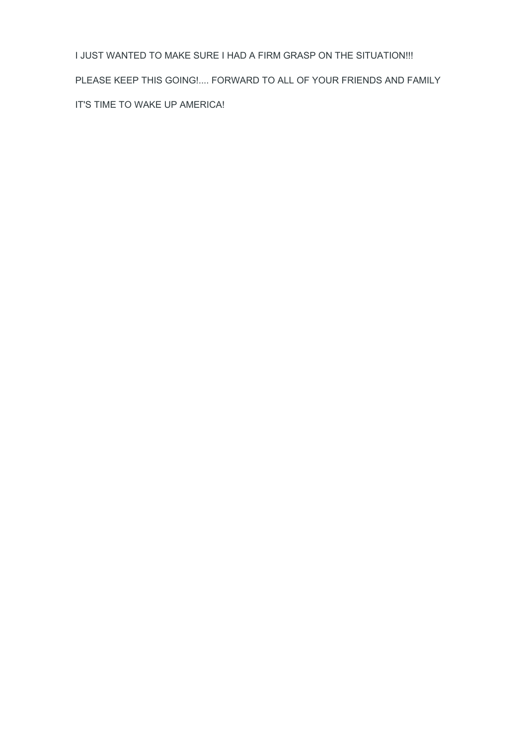I JUST WANTED TO MAKE SURE I HAD A FIRM GRASP ON THE SITUATION!!!

PLEASE KEEP THIS GOING!.... FORWARD TO ALL OF YOUR FRIENDS AND FAMILY

IT'S TIME TO WAKE UP AMERICA!